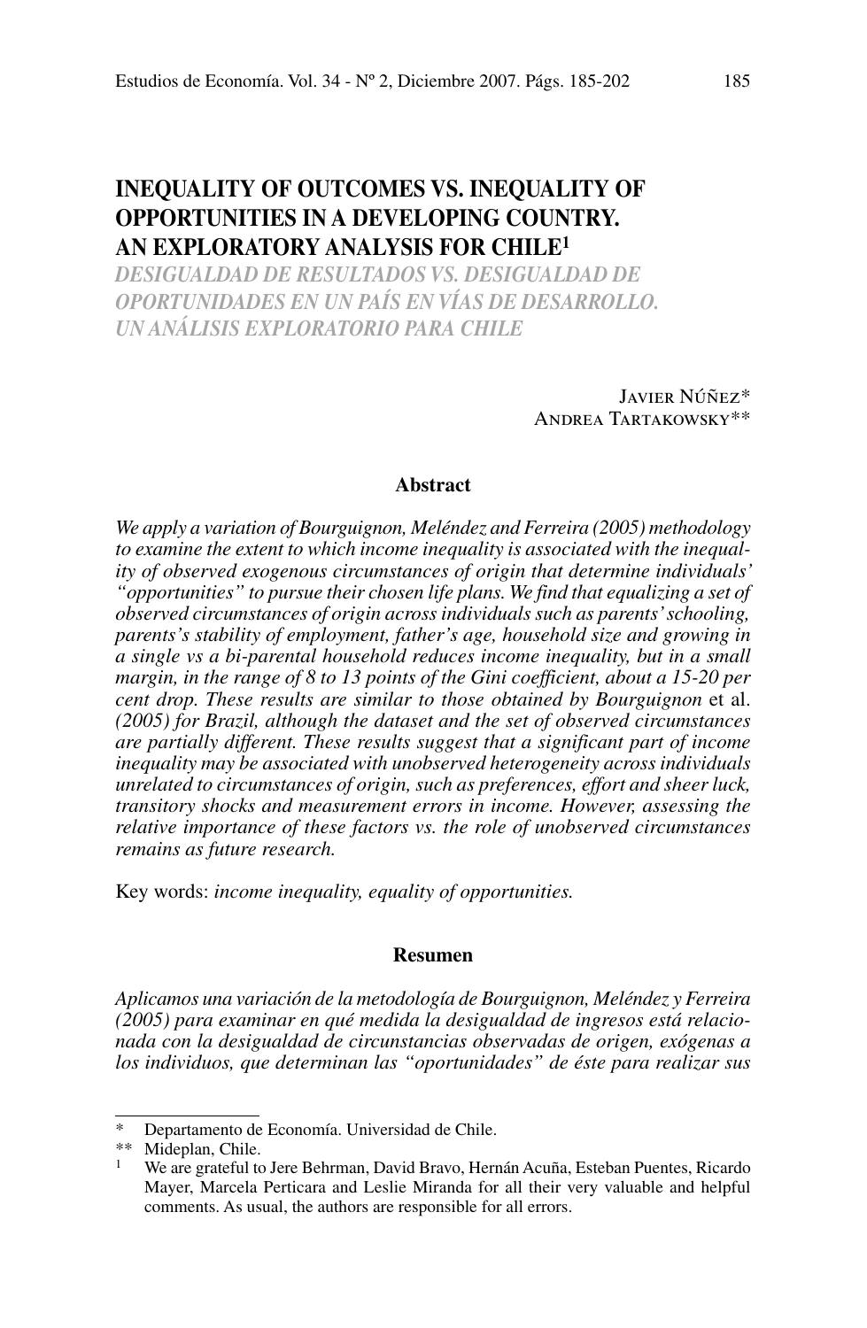# INEQUALITY OF OUTCOMES VS. INEQUALITY OF OPPORTUNITIES IN A DEVELOPING COUNTRY. AN EXPLORATORY ANALYSIS FOR CHILE[1]

## *DESIGUALDAD DE RESULTADOS VS. DESIGUALDAD DE OPORTUNIDADES EN UN PAÍS EN VÍAS DE DESARROLLO. UN ANÁLISIS EXPLORATORIO PARA CHILE*

Javier Núñez*
Andrea Tartakowsky**

### Abstract

*We apply a variation of Bourguignon, Meléndez and Ferreira (2005) methodology to examine the extent to which income inequality is associated with the inequality of observed exogenous circumstances of origin that determine individuals' "opportunities" to pursue their chosen life plans. We find that equalizing a set of observed circumstances of origin across individuals such as parents' schooling, parents's stability of employment, father's age, household size and growing in a single vs a bi-parental household reduces income inequality, but in a small margin, in the range of 8 to 13 points of the Gini coefficient, about a 15-20 per cent drop. These results are similar to those obtained by Bourguignon* et al. *(2005) for Brazil, although the dataset and the set of observed circumstances are partially different. These results suggest that a significant part of income inequality may be associated with unobserved heterogeneity across individuals unrelated to circumstances of origin, such as preferences, effort and sheer luck, transitory shocks and measurement errors in income. However, assessing the relative importance of these factors vs. the role of unobserved circumstances remains as future research.*

Key words: *income inequality, equality of opportunities.*

### Resumen

*Aplicamos una variación de la metodología de Bourguignon, Meléndez y Ferreira (2005) para examinar en qué medida la desigualdad de ingresos está relacionada con la desigualdad de circunstancias observadas de origen, exógenas a los individuos, que determinan las "oportunidades" de éste para realizar sus*

---

\* Departamento de Economía. Universidad de Chile.

\*\* Mideplan, Chile.

[1] We are grateful to Jere Behrman, David Bravo, Hernán Acuña, Esteban Puentes, Ricardo Mayer, Marcela Perticara and Leslie Miranda for all their very valuable and helpful comments. As usual, the authors are responsible for all errors.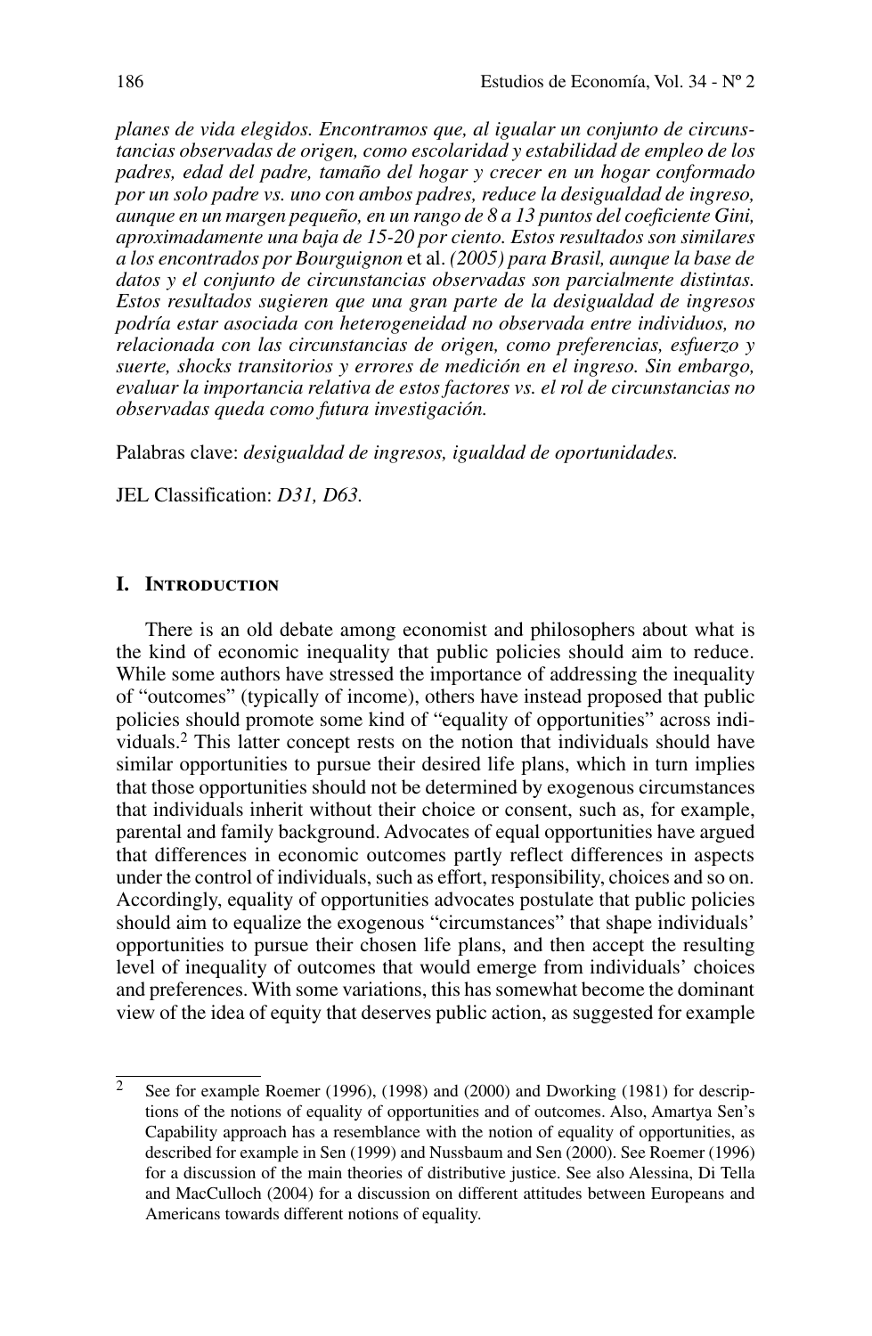*planes de vida elegidos. Encontramos que, al igualar un conjunto de circunstancias observadas de origen, como escolaridad y estabilidad de empleo de los padres, edad del padre, tamaño del hogar y crecer en un hogar conformado por un solo padre vs. uno con ambos padres, reduce la desigualdad de ingreso, aunque en un margen pequeño, en un rango de 8 a 13 puntos del coeficiente Gini, aproximadamente una baja de 15-20 por ciento. Estos resultados son similares a los encontrados por Bourguignon* et al. *(2005) para Brasil, aunque la base de datos y el conjunto de circunstancias observadas son parcialmente distintas. Estos resultados sugieren que una gran parte de la desigualdad de ingresos podría estar asociada con heterogeneidad no observada entre individuos, no relacionada con las circunstancias de origen, como preferencias, esfuerzo y suerte, shocks transitorios y errores de medición en el ingreso. Sin embargo, evaluar la importancia relativa de estos factores vs. el rol de circunstancias no observadas queda como futura investigación.*

Palabras clave: *desigualdad de ingresos, igualdad de oportunidades.*

JEL Classification: *D31, D63.*

## I. Introduction

There is an old debate among economist and philosophers about what is the kind of economic inequality that public policies should aim to reduce. While some authors have stressed the importance of addressing the inequality of "outcomes" (typically of income), others have instead proposed that public policies should promote some kind of "equality of opportunities" across individuals.[2] This latter concept rests on the notion that individuals should have similar opportunities to pursue their desired life plans, which in turn implies that those opportunities should not be determined by exogenous circumstances that individuals inherit without their choice or consent, such as, for example, parental and family background. Advocates of equal opportunities have argued that differences in economic outcomes partly reflect differences in aspects under the control of individuals, such as effort, responsibility, choices and so on. Accordingly, equality of opportunities advocates postulate that public policies should aim to equalize the exogenous "circumstances" that shape individuals' opportunities to pursue their chosen life plans, and then accept the resulting level of inequality of outcomes that would emerge from individuals' choices and preferences. With some variations, this has somewhat become the dominant view of the idea of equity that deserves public action, as suggested for example

[2] See for example Roemer (1996), (1998) and (2000) and Dworking (1981) for descriptions of the notions of equality of opportunities and of outcomes. Also, Amartya Sen's Capability approach has a resemblance with the notion of equality of opportunities, as described for example in Sen (1999) and Nussbaum and Sen (2000). See Roemer (1996) for a discussion of the main theories of distributive justice. See also Alessina, Di Tella and MacCulloch (2004) for a discussion on different attitudes between Europeans and Americans towards different notions of equality.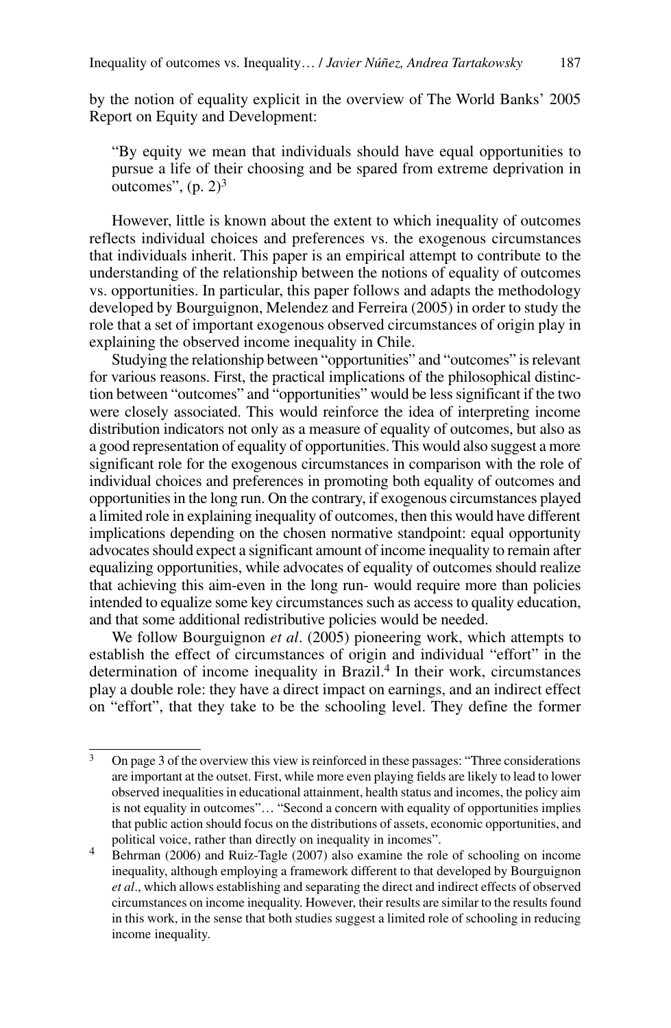by the notion of equality explicit in the overview of The World Banks' 2005 Report on Equity and Development:

> "By equity we mean that individuals should have equal opportunities to pursue a life of their choosing and be spared from extreme deprivation in outcomes", (p. 2)[3]

However, little is known about the extent to which inequality of outcomes reflects individual choices and preferences vs. the exogenous circumstances that individuals inherit. This paper is an empirical attempt to contribute to the understanding of the relationship between the notions of equality of outcomes vs. opportunities. In particular, this paper follows and adapts the methodology developed by Bourguignon, Melendez and Ferreira (2005) in order to study the role that a set of important exogenous observed circumstances of origin play in explaining the observed income inequality in Chile.

Studying the relationship between "opportunities" and "outcomes" is relevant for various reasons. First, the practical implications of the philosophical distinction between "outcomes" and "opportunities" would be less significant if the two were closely associated. This would reinforce the idea of interpreting income distribution indicators not only as a measure of equality of outcomes, but also as a good representation of equality of opportunities. This would also suggest a more significant role for the exogenous circumstances in comparison with the role of individual choices and preferences in promoting both equality of outcomes and opportunities in the long run. On the contrary, if exogenous circumstances played a limited role in explaining inequality of outcomes, then this would have different implications depending on the chosen normative standpoint: equal opportunity advocates should expect a significant amount of income inequality to remain after equalizing opportunities, while advocates of equality of outcomes should realize that achieving this aim-even in the long run- would require more than policies intended to equalize some key circumstances such as access to quality education, and that some additional redistributive policies would be needed.

We follow Bourguignon *et al*. (2005) pioneering work, which attempts to establish the effect of circumstances of origin and individual "effort" in the determination of income inequality in Brazil.[4] In their work, circumstances play a double role: they have a direct impact on earnings, and an indirect effect on "effort", that they take to be the schooling level. They define the former

---

[3] On page 3 of the overview this view is reinforced in these passages: "Three considerations are important at the outset. First, while more even playing fields are likely to lead to lower observed inequalities in educational attainment, health status and incomes, the policy aim is not equality in outcomes"… "Second a concern with equality of opportunities implies that public action should focus on the distributions of assets, economic opportunities, and political voice, rather than directly on inequality in incomes".

[4] Behrman (2006) and Ruiz-Tagle (2007) also examine the role of schooling on income inequality, although employing a framework different to that developed by Bourguignon *et al*., which allows establishing and separating the direct and indirect effects of observed circumstances on income inequality. However, their results are similar to the results found in this work, in the sense that both studies suggest a limited role of schooling in reducing income inequality.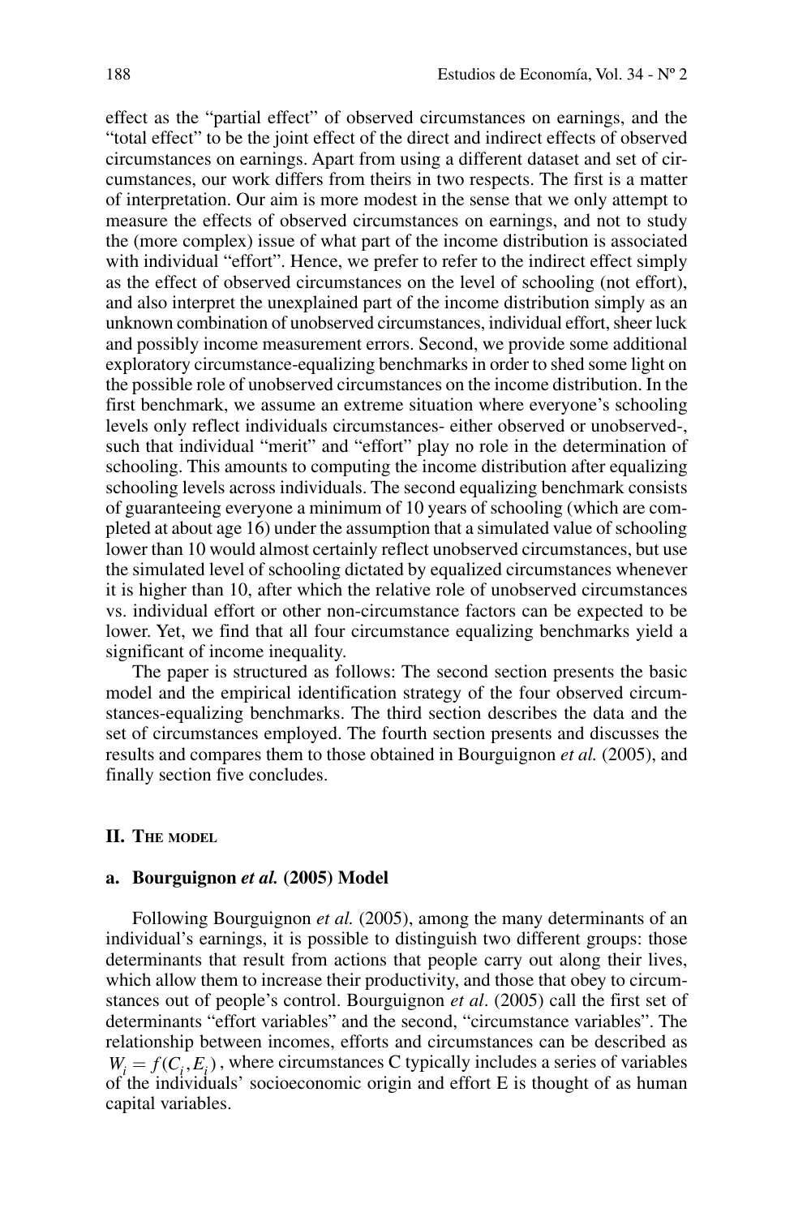effect as the "partial effect" of observed circumstances on earnings, and the "total effect" to be the joint effect of the direct and indirect effects of observed circumstances on earnings. Apart from using a different dataset and set of circumstances, our work differs from theirs in two respects. The first is a matter of interpretation. Our aim is more modest in the sense that we only attempt to measure the effects of observed circumstances on earnings, and not to study the (more complex) issue of what part of the income distribution is associated with individual "effort". Hence, we prefer to refer to the indirect effect simply as the effect of observed circumstances on the level of schooling (not effort), and also interpret the unexplained part of the income distribution simply as an unknown combination of unobserved circumstances, individual effort, sheer luck and possibly income measurement errors. Second, we provide some additional exploratory circumstance-equalizing benchmarks in order to shed some light on the possible role of unobserved circumstances on the income distribution. In the first benchmark, we assume an extreme situation where everyone's schooling levels only reflect individuals circumstances- either observed or unobserved-, such that individual "merit" and "effort" play no role in the determination of schooling. This amounts to computing the income distribution after equalizing schooling levels across individuals. The second equalizing benchmark consists of guaranteeing everyone a minimum of 10 years of schooling (which are completed at about age 16) under the assumption that a simulated value of schooling lower than 10 would almost certainly reflect unobserved circumstances, but use the simulated level of schooling dictated by equalized circumstances whenever it is higher than 10, after which the relative role of unobserved circumstances vs. individual effort or other non-circumstance factors can be expected to be lower. Yet, we find that all four circumstance equalizing benchmarks yield a significant of income inequality.

The paper is structured as follows: The second section presents the basic model and the empirical identification strategy of the four observed circumstances-equalizing benchmarks. The third section describes the data and the set of circumstances employed. The fourth section presents and discusses the results and compares them to those obtained in Bourguignon *et al.* (2005), and finally section five concludes.

## II. The model

### a. Bourguignon *et al.* (2005) Model

Following Bourguignon *et al.* (2005), among the many determinants of an individual's earnings, it is possible to distinguish two different groups: those determinants that result from actions that people carry out along their lives, which allow them to increase their productivity, and those that obey to circumstances out of people's control. Bourguignon *et al*. (2005) call the first set of determinants "effort variables" and the second, "circumstance variables". The relationship between incomes, efforts and circumstances can be described as $W_i = f(C_i, E_i)$, where circumstances C typically includes a series of variables of the individuals' socioeconomic origin and effort E is thought of as human capital variables.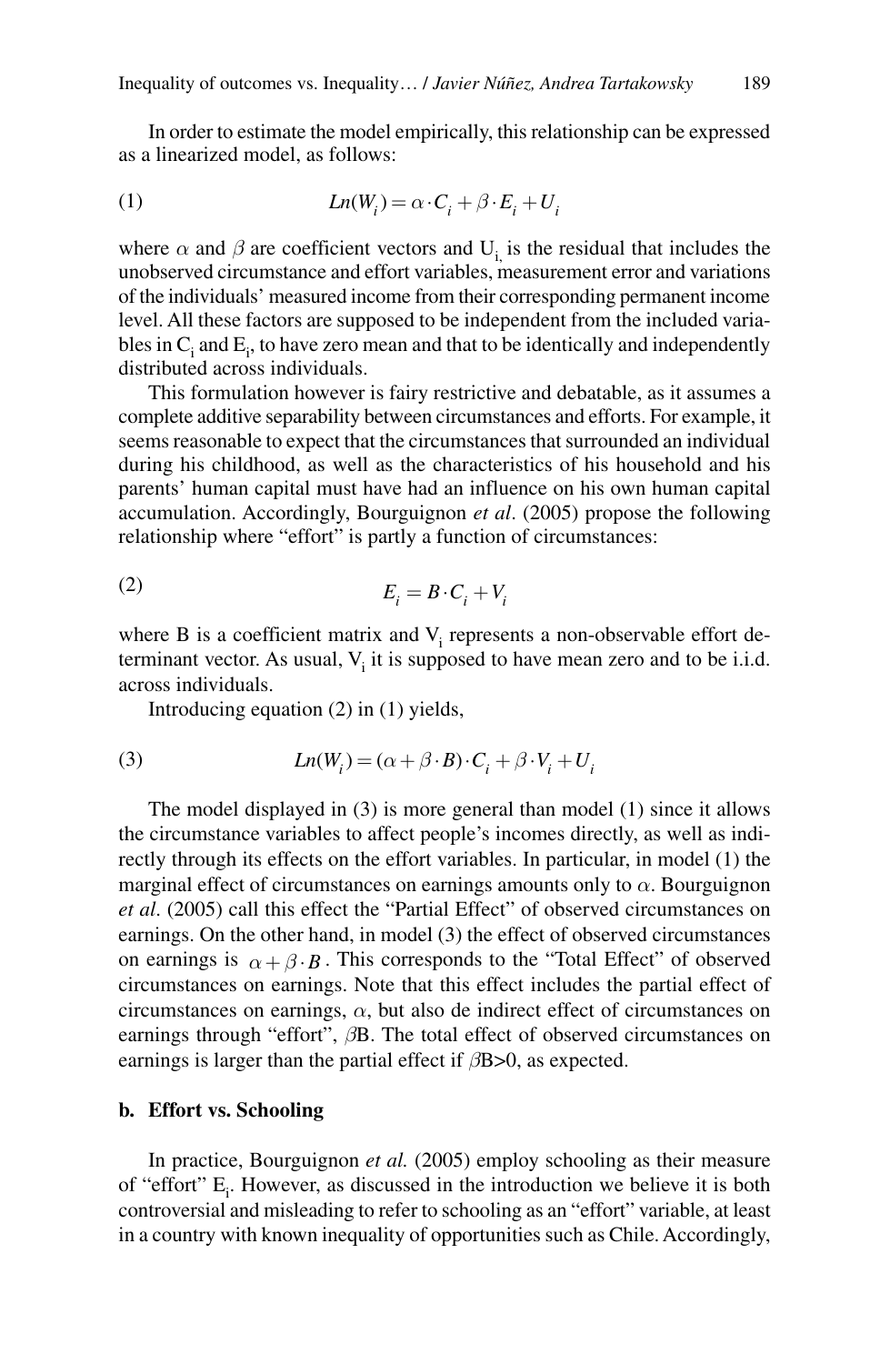In order to estimate the model empirically, this relationship can be expressed as a linearized model, as follows:

$$Ln(W_i) = \alpha \cdot C_i + \beta \cdot E_i + U_i \tag{1}$$

where $\alpha$ and $\beta$ are coefficient vectors and $U_i$ is the residual that includes the unobserved circumstance and effort variables, measurement error and variations of the individuals' measured income from their corresponding permanent income level. All these factors are supposed to be independent from the included variables in $C_i$ and $E_i$, to have zero mean and that to be identically and independently distributed across individuals.

This formulation however is fairy restrictive and debatable, as it assumes a complete additive separability between circumstances and efforts. For example, it seems reasonable to expect that the circumstances that surrounded an individual during his childhood, as well as the characteristics of his household and his parents' human capital must have had an influence on his own human capital accumulation. Accordingly, Bourguignon *et al*. (2005) propose the following relationship where "effort" is partly a function of circumstances:

$$E_i = B \cdot C_i + V_i \tag{2}$$

where B is a coefficient matrix and $V_i$ represents a non-observable effort determinant vector. As usual, $V_i$ it is supposed to have mean zero and to be i.i.d. across individuals.

Introducing equation (2) in (1) yields,

$$Ln(W_i) = (\alpha + \beta \cdot B) \cdot C_i + \beta \cdot V_i + U_i \tag{3}$$

The model displayed in (3) is more general than model (1) since it allows the circumstance variables to affect people's incomes directly, as well as indirectly through its effects on the effort variables. In particular, in model (1) the marginal effect of circumstances on earnings amounts only to $\alpha$. Bourguignon *et al*. (2005) call this effect the "Partial Effect" of observed circumstances on earnings. On the other hand, in model (3) the effect of observed circumstances on earnings is $\alpha + \beta \cdot B$. This corresponds to the "Total Effect" of observed circumstances on earnings. Note that this effect includes the partial effect of circumstances on earnings, $\alpha$, but also de indirect effect of circumstances on earnings through "effort", $\beta$B. The total effect of observed circumstances on earnings is larger than the partial effect if $\beta B>0$, as expected.

## b. Effort vs. Schooling

In practice, Bourguignon *et al.* (2005) employ schooling as their measure of "effort" $E_i$. However, as discussed in the introduction we believe it is both controversial and misleading to refer to schooling as an "effort" variable, at least in a country with known inequality of opportunities such as Chile. Accordingly,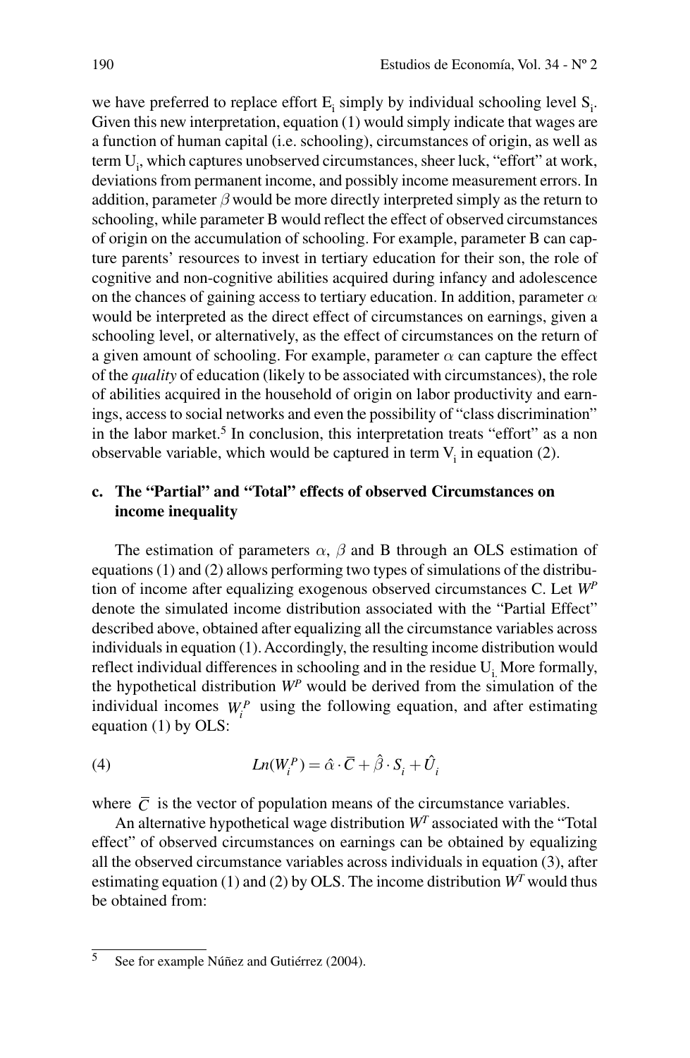we have preferred to replace effort $E_i$ simply by individual schooling level $S_i$. Given this new interpretation, equation (1) would simply indicate that wages are a function of human capital (i.e. schooling), circumstances of origin, as well as term $U_i$, which captures unobserved circumstances, sheer luck, "effort" at work, deviations from permanent income, and possibly income measurement errors. In addition, parameter $\beta$ would be more directly interpreted simply as the return to schooling, while parameter B would reflect the effect of observed circumstances of origin on the accumulation of schooling. For example, parameter B can capture parents' resources to invest in tertiary education for their son, the role of cognitive and non-cognitive abilities acquired during infancy and adolescence on the chances of gaining access to tertiary education. In addition, parameter $\alpha$ would be interpreted as the direct effect of circumstances on earnings, given a schooling level, or alternatively, as the effect of circumstances on the return of a given amount of schooling. For example, parameter $\alpha$ can capture the effect of the *quality* of education (likely to be associated with circumstances), the role of abilities acquired in the household of origin on labor productivity and earnings, access to social networks and even the possibility of "class discrimination" in the labor market.[5] In conclusion, this interpretation treats "effort" as a non observable variable, which would be captured in term $V_i$ in equation (2).

### c. The "Partial" and "Total" effects of observed Circumstances on income inequality

The estimation of parameters $\alpha$, $\beta$ and B through an OLS estimation of equations (1) and (2) allows performing two types of simulations of the distribution of income after equalizing exogenous observed circumstances C. Let $W^P$ denote the simulated income distribution associated with the "Partial Effect" described above, obtained after equalizing all the circumstance variables across individuals in equation (1). Accordingly, the resulting income distribution would reflect individual differences in schooling and in the residue $U_i$. More formally, the hypothetical distribution $W^P$ would be derived from the simulation of the individual incomes $W_i^P$ using the following equation, and after estimating equation (1) by OLS:

$$Ln(W_i^P) = \hat{\alpha} \cdot \bar{C} + \hat{\beta} \cdot S_i + \hat{U}_i \tag{4}$$

where $\bar{C}$ is the vector of population means of the circumstance variables.

An alternative hypothetical wage distribution $W^T$ associated with the "Total effect" of observed circumstances on earnings can be obtained by equalizing all the observed circumstance variables across individuals in equation (3), after estimating equation (1) and (2) by OLS. The income distribution $W^T$ would thus be obtained from:

---

[5] See for example Núñez and Gutiérrez (2004).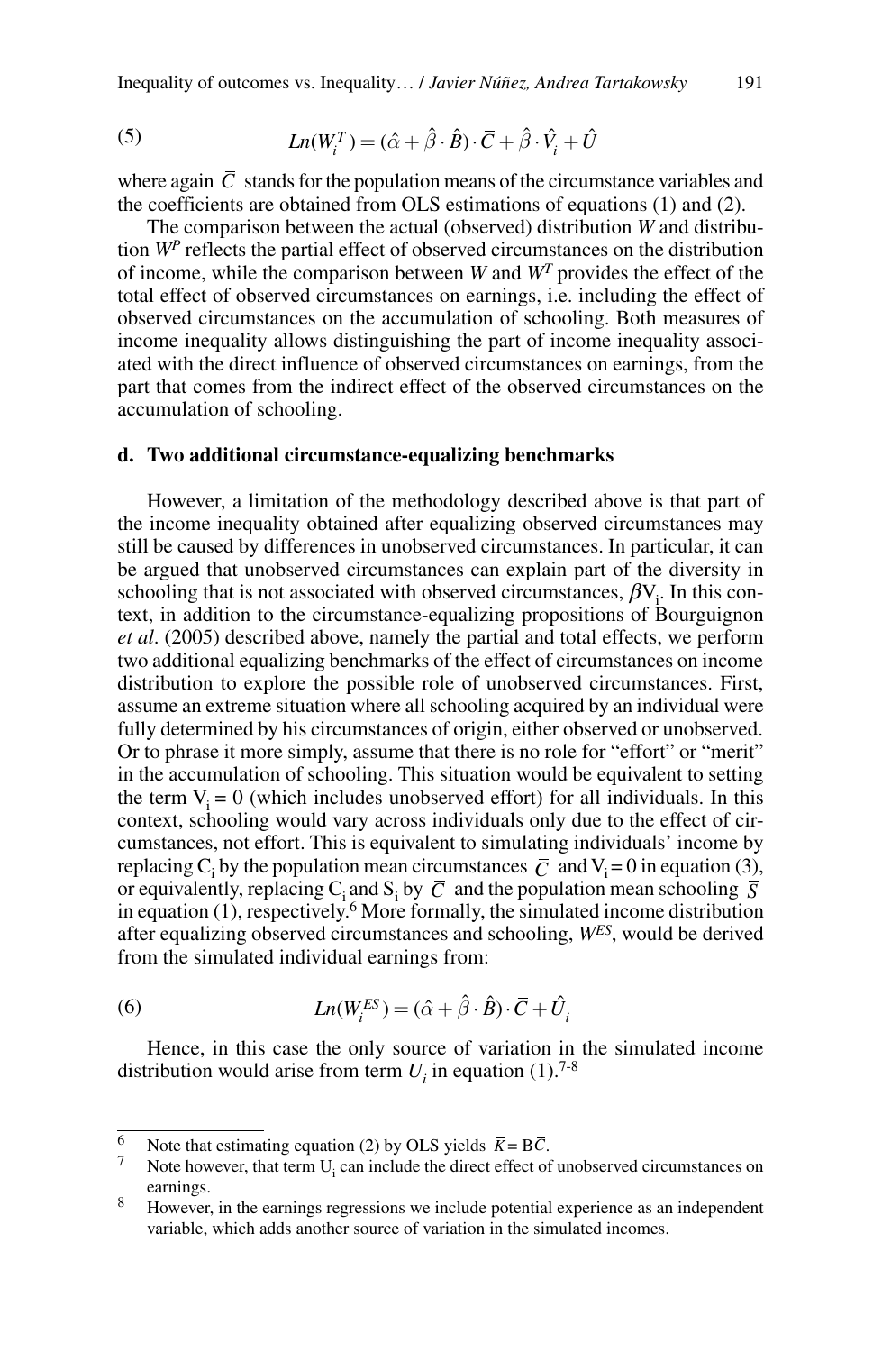$$Ln(W_i^T) = (\hat{\alpha} + \hat{\beta} \cdot \hat{B}) \cdot \bar{C} + \hat{\beta} \cdot \hat{V}_i + \hat{U} \tag{5}$$

where again $\bar{C}$ stands for the population means of the circumstance variables and the coefficients are obtained from OLS estimations of equations (1) and (2).

The comparison between the actual (observed) distribution *W* and distribution $W^P$ reflects the partial effect of observed circumstances on the distribution of income, while the comparison between *W* and $W^T$ provides the effect of the total effect of observed circumstances on earnings, i.e. including the effect of observed circumstances on the accumulation of schooling. Both measures of income inequality allows distinguishing the part of income inequality associated with the direct influence of observed circumstances on earnings, from the part that comes from the indirect effect of the observed circumstances on the accumulation of schooling.

### d. Two additional circumstance-equalizing benchmarks

However, a limitation of the methodology described above is that part of the income inequality obtained after equalizing observed circumstances may still be caused by differences in unobserved circumstances. In particular, it can be argued that unobserved circumstances can explain part of the diversity in schooling that is not associated with observed circumstances, $\beta V_i$. In this context, in addition to the circumstance-equalizing propositions of Bourguignon *et al*. (2005) described above, namely the partial and total effects, we perform two additional equalizing benchmarks of the effect of circumstances on income distribution to explore the possible role of unobserved circumstances. First, assume an extreme situation where all schooling acquired by an individual were fully determined by his circumstances of origin, either observed or unobserved. Or to phrase it more simply, assume that there is no role for "effort" or "merit" in the accumulation of schooling. This situation would be equivalent to setting the term $V_i = 0$ (which includes unobserved effort) for all individuals. In this context, schooling would vary across individuals only due to the effect of circumstances, not effort. This is equivalent to simulating individuals' income by replacing $C_i$ by the population mean circumstances $\bar{C}$ and $V_i = 0$ in equation (3), or equivalently, replacing $C_i$ and $S_i$ by $\bar{C}$ and the population mean schooling $\bar{S}$ in equation (1), respectively.[6] More formally, the simulated income distribution after equalizing observed circumstances and schooling, $W^{ES}$, would be derived from the simulated individual earnings from:

$$Ln(W_i^{ES}) = (\hat{\alpha} + \hat{\beta} \cdot \hat{B}) \cdot \bar{C} + \hat{U}_i \tag{6}$$

Hence, in this case the only source of variation in the simulated income distribution would arise from term $U_i$ in equation (1).[7-8]

---

[6] Note that estimating equation (2) by OLS yields $\bar{K} = B\bar{C}$.

[7] Note however, that term $U_i$ can include the direct effect of unobserved circumstances on earnings.

[8] However, in the earnings regressions we include potential experience as an independent variable, which adds another source of variation in the simulated incomes.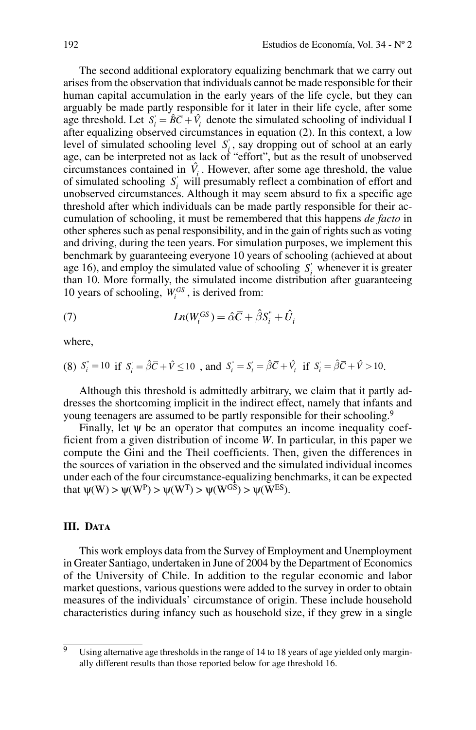The second additional exploratory equalizing benchmark that we carry out arises from the observation that individuals cannot be made responsible for their human capital accumulation in the early years of the life cycle, but they can arguably be made partly responsible for it later in their life cycle, after some age threshold. Let $S_i^{'} = \hat{B}\overline{C} + \hat{V}_i$ denote the simulated schooling of individual I after equalizing observed circumstances in equation (2). In this context, a low level of simulated schooling level $S_i^{'}$, say dropping out of school at an early age, can be interpreted not as lack of "effort", but as the result of unobserved circumstances contained in $\hat{V}_i$. However, after some age threshold, the value of simulated schooling $S_i^{'}$ will presumably reflect a combination of effort and unobserved circumstances. Although it may seem absurd to fix a specific age threshold after which individuals can be made partly responsible for their accumulation of schooling, it must be remembered that this happens *de facto* in other spheres such as penal responsibility, and in the gain of rights such as voting and driving, during the teen years. For simulation purposes, we implement this benchmark by guaranteeing everyone 10 years of schooling (achieved at about age 16), and employ the simulated value of schooling $S_i^{'}$ whenever it is greater than 10. More formally, the simulated income distribution after guaranteeing 10 years of schooling, $W_i^{GS}$, is derived from:

$$(7) \qquad Ln(W_i^{GS}) = \hat{\alpha}\overline{C} + \hat{\beta}S_i^{"} + \hat{U}_i$$

where,

$$(8) \quad S_i^{"} = 10 \text{ if } S_i^{'} = \hat{\beta}\overline{C} + \hat{V} \leq 10 \text{ , and } S_i^{"} = S_i^{'} = \hat{\beta}\overline{C} + \hat{V}_i \text{ if } S_i^{'} = \hat{\beta}\overline{C} + \hat{V} > 10.$$

Although this threshold is admittedly arbitrary, we claim that it partly addresses the shortcoming implicit in the indirect effect, namely that infants and young teenagers are assumed to be partly responsible for their schooling.[9]

Finally, let $\psi$ be an operator that computes an income inequality coefficient from a given distribution of income *W*. In particular, in this paper we compute the Gini and the Theil coefficients. Then, given the differences in the sources of variation in the observed and the simulated individual incomes under each of the four circumstance-equalizing benchmarks, it can be expected that $\psi(W) > \psi(W^P) > \psi(W^T) > \psi(W^{GS}) > \psi(W^{ES})$.

## III. Data

This work employs data from the Survey of Employment and Unemployment in Greater Santiago, undertaken in June of 2004 by the Department of Economics of the University of Chile. In addition to the regular economic and labor market questions, various questions were added to the survey in order to obtain measures of the individuals' circumstance of origin. These include household characteristics during infancy such as household size, if they grew in a single

---

[9] Using alternative age thresholds in the range of 14 to 18 years of age yielded only marginally different results than those reported below for age threshold 16.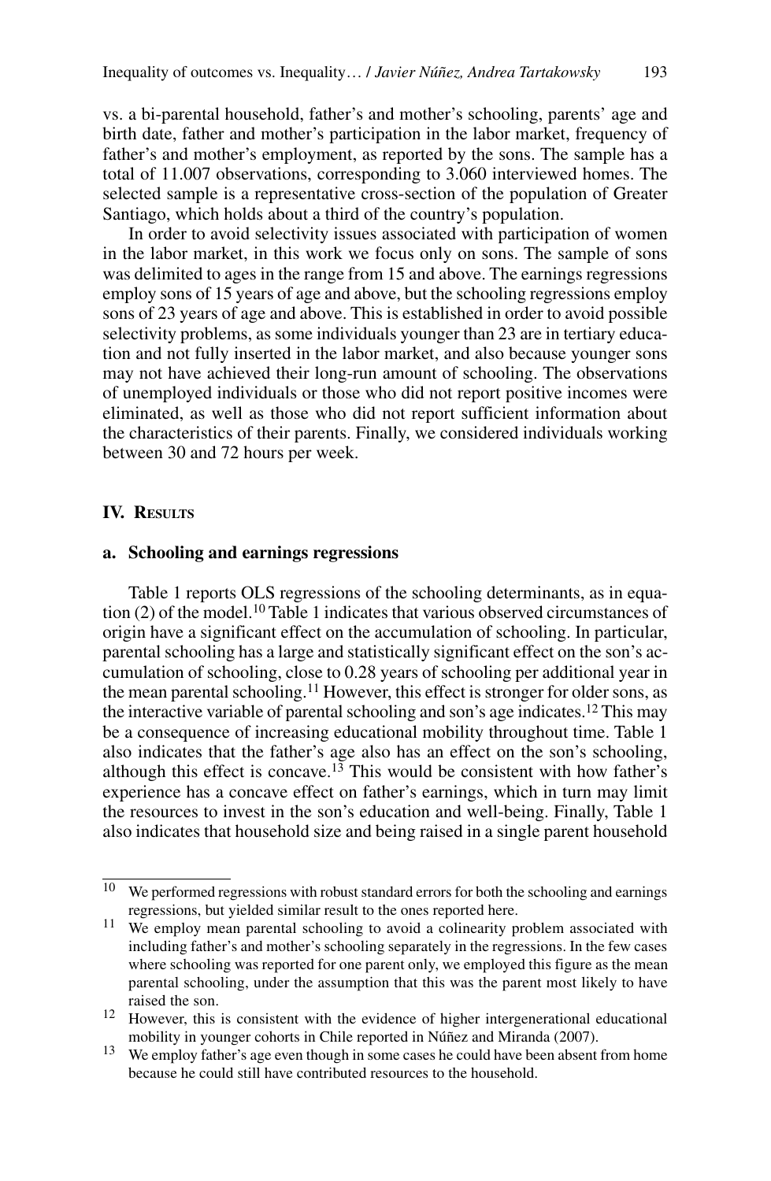vs. a bi-parental household, father's and mother's schooling, parents' age and birth date, father and mother's participation in the labor market, frequency of father's and mother's employment, as reported by the sons. The sample has a total of 11.007 observations, corresponding to 3.060 interviewed homes. The selected sample is a representative cross-section of the population of Greater Santiago, which holds about a third of the country's population.

In order to avoid selectivity issues associated with participation of women in the labor market, in this work we focus only on sons. The sample of sons was delimited to ages in the range from 15 and above. The earnings regressions employ sons of 15 years of age and above, but the schooling regressions employ sons of 23 years of age and above. This is established in order to avoid possible selectivity problems, as some individuals younger than 23 are in tertiary education and not fully inserted in the labor market, and also because younger sons may not have achieved their long-run amount of schooling. The observations of unemployed individuals or those who did not report positive incomes were eliminated, as well as those who did not report sufficient information about the characteristics of their parents. Finally, we considered individuals working between 30 and 72 hours per week.

## IV. Results

### a. Schooling and earnings regressions

Table 1 reports OLS regressions of the schooling determinants, as in equation (2) of the model.[10] Table 1 indicates that various observed circumstances of origin have a significant effect on the accumulation of schooling. In particular, parental schooling has a large and statistically significant effect on the son's accumulation of schooling, close to 0.28 years of schooling per additional year in the mean parental schooling.[11] However, this effect is stronger for older sons, as the interactive variable of parental schooling and son's age indicates.[12] This may be a consequence of increasing educational mobility throughout time. Table 1 also indicates that the father's age also has an effect on the son's schooling, although this effect is concave.[13] This would be consistent with how father's experience has a concave effect on father's earnings, which in turn may limit the resources to invest in the son's education and well-being. Finally, Table 1 also indicates that household size and being raised in a single parent household

---

[10] We performed regressions with robust standard errors for both the schooling and earnings regressions, but yielded similar result to the ones reported here.

[11] We employ mean parental schooling to avoid a colinearity problem associated with including father's and mother's schooling separately in the regressions. In the few cases where schooling was reported for one parent only, we employed this figure as the mean parental schooling, under the assumption that this was the parent most likely to have raised the son.

[12] However, this is consistent with the evidence of higher intergenerational educational mobility in younger cohorts in Chile reported in Núñez and Miranda (2007).

[13] We employ father's age even though in some cases he could have been absent from home because he could still have contributed resources to the household.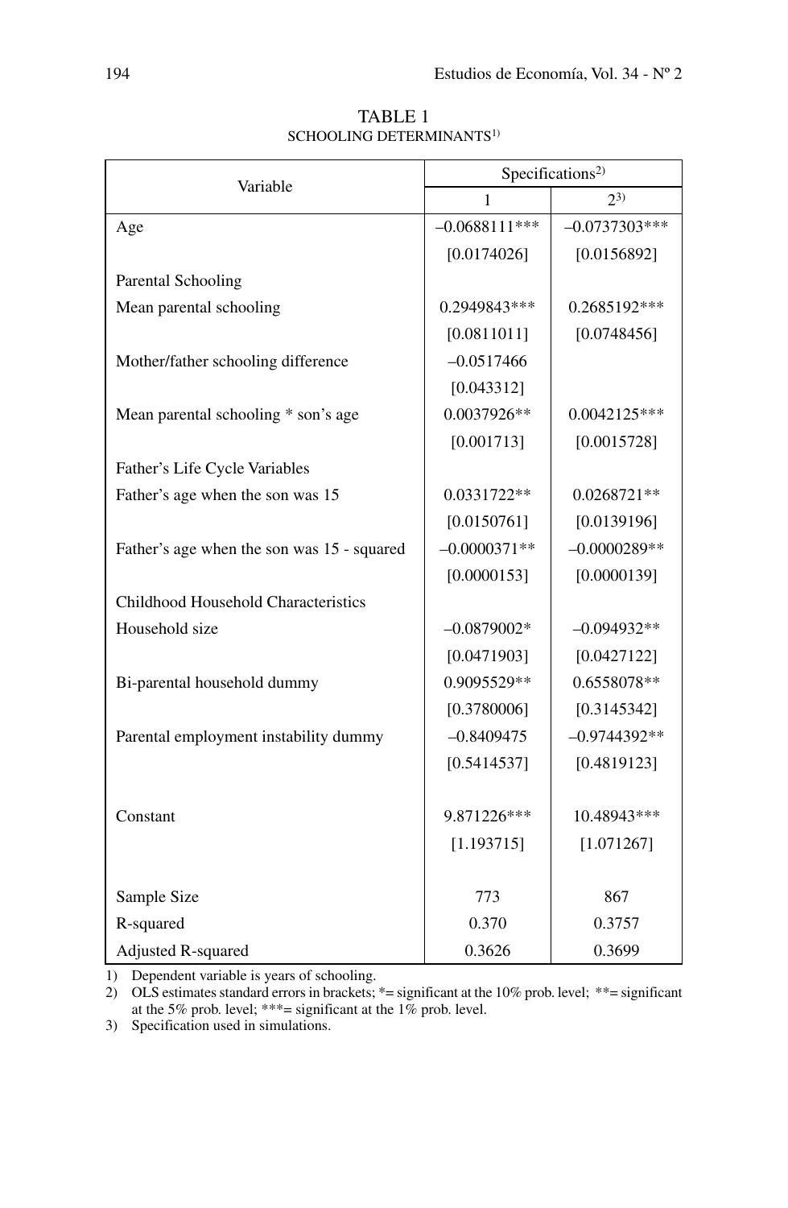TABLE 1

SCHOOLING DETERMINANTS[1)]

| Variable | Specifications[2)] | |
|---|---|---|
| | 1 | 2[3)] |
| Age | –0.0688111*** | –0.0737303*** |
| | [0.0174026] | [0.0156892] |
| Parental Schooling | | |
| Mean parental schooling | 0.2949843*** | 0.2685192*** |
| | [0.0811011] | [0.0748456] |
| Mother/father schooling difference | –0.0517466 | |
| | [0.043312] | |
| Mean parental schooling * son's age | 0.0037926** | 0.0042125*** |
| | [0.001713] | [0.0015728] |
| Father's Life Cycle Variables | | |
| Father's age when the son was 15 | 0.0331722** | 0.0268721** |
| | [0.0150761] | [0.0139196] |
| Father's age when the son was 15 - squared | –0.0000371** | –0.0000289** |
| | [0.0000153] | [0.0000139] |
| Childhood Household Characteristics | | |
| Household size | –0.0879002* | –0.094932** |
| | [0.0471903] | [0.0427122] |
| Bi-parental household dummy | 0.9095529** | 0.6558078** |
| | [0.3780006] | [0.3145342] |
| Parental employment instability dummy | –0.8409475 | –0.9744392** |
| | [0.5414537] | [0.4819123] |
| Constant | 9.871226*** | 10.48943*** |
| | [1.193715] | [1.071267] |
| Sample Size | 773 | 867 |
| R-squared | 0.370 | 0.3757 |
| Adjusted R-squared | 0.3626 | 0.3699 |

1) Dependent variable is years of schooling.

2) OLS estimates standard errors in brackets; *= significant at the 10% prob. level; **= significant at the 5% prob. level; ***= significant at the 1% prob. level.

3) Specification used in simulations.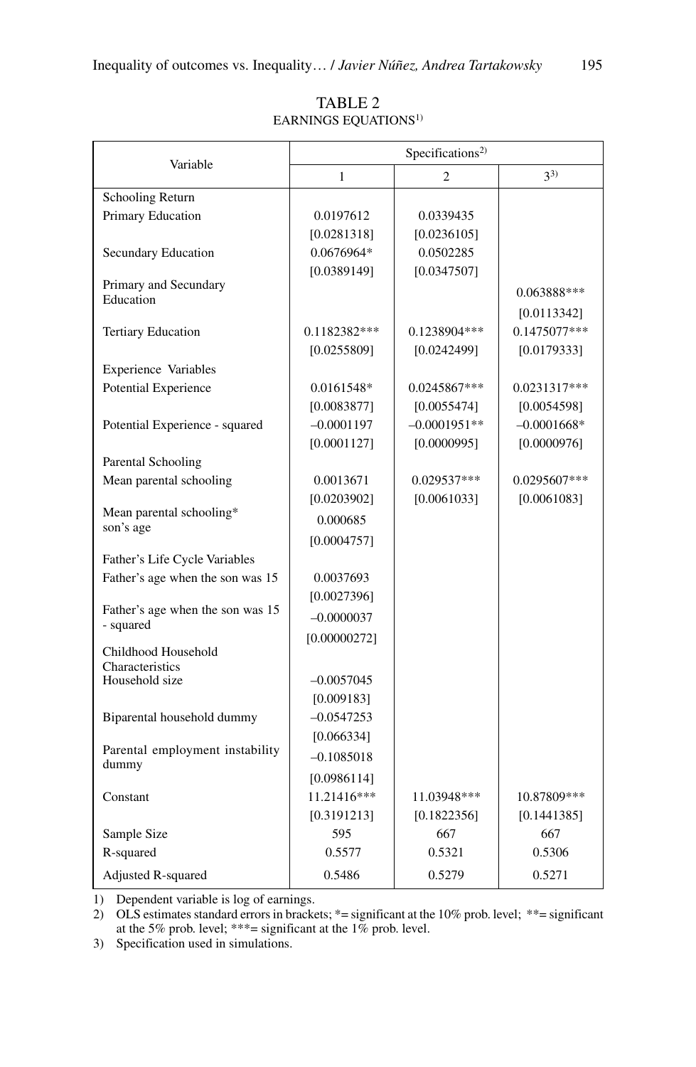TABLE 2
EARNINGS EQUATIONS[1)]

| Variable | Specifications[2)] | | |
|---|---|---|---|
| | 1 | 2 | 3[3)] |
| Schooling Return | | | |
| Primary Education | 0.0197612 | 0.0339435 | |
| | [0.0281318] | [0.0236105] | |
| Secundary Education | 0.0676964* | 0.0502285 | |
| | [0.0389149] | [0.0347507] | |
| Primary and Secundary Education | | | 0.063888*** |
| | | | [0.0113342] |
| Tertiary Education | 0.1182382*** | 0.1238904*** | 0.1475077*** |
| | [0.0255809] | [0.0242499] | [0.0179333] |
| Experience Variables | | | |
| Potential Experience | 0.0161548* | 0.0245867*** | 0.0231317*** |
| | [0.0083877] | [0.0055474] | [0.0054598] |
| Potential Experience - squared | –0.0001197 | –0.0001951** | –0.0001668* |
| | [0.0001127] | [0.0000995] | [0.0000976] |
| Parental Schooling | | | |
| Mean parental schooling | 0.0013671 | 0.029537*** | 0.0295607*** |
| | [0.0203902] | [0.0061033] | [0.0061083] |
| Mean parental schooling* son's age | 0.000685 | | |
| | [0.0004757] | | |
| Father's Life Cycle Variables | | | |
| Father's age when the son was 15 | 0.0037693 | | |
| | [0.0027396] | | |
| Father's age when the son was 15 - squared | –0.0000037 | | |
| | [0.00000272] | | |
| Childhood Household Characteristics | | | |
| Household size | –0.0057045 | | |
| | [0.009183] | | |
| Biparental household dummy | –0.0547253 | | |
| | [0.066334] | | |
| Parental employment instability dummy | –0.1085018 | | |
| | [0.0986114] | | |
| Constant | 11.21416*** | 11.03948*** | 10.87809*** |
| | [0.3191213] | [0.1822356] | [0.1441385] |
| Sample Size | 595 | 667 | 667 |
| R-squared | 0.5577 | 0.5321 | 0.5306 |
| Adjusted R-squared | 0.5486 | 0.5279 | 0.5271 |

1) Dependent variable is log of earnings.
2) OLS estimates standard errors in brackets; *= significant at the 10% prob. level; **= significant at the 5% prob. level; ***= significant at the 1% prob. level.
3) Specification used in simulations.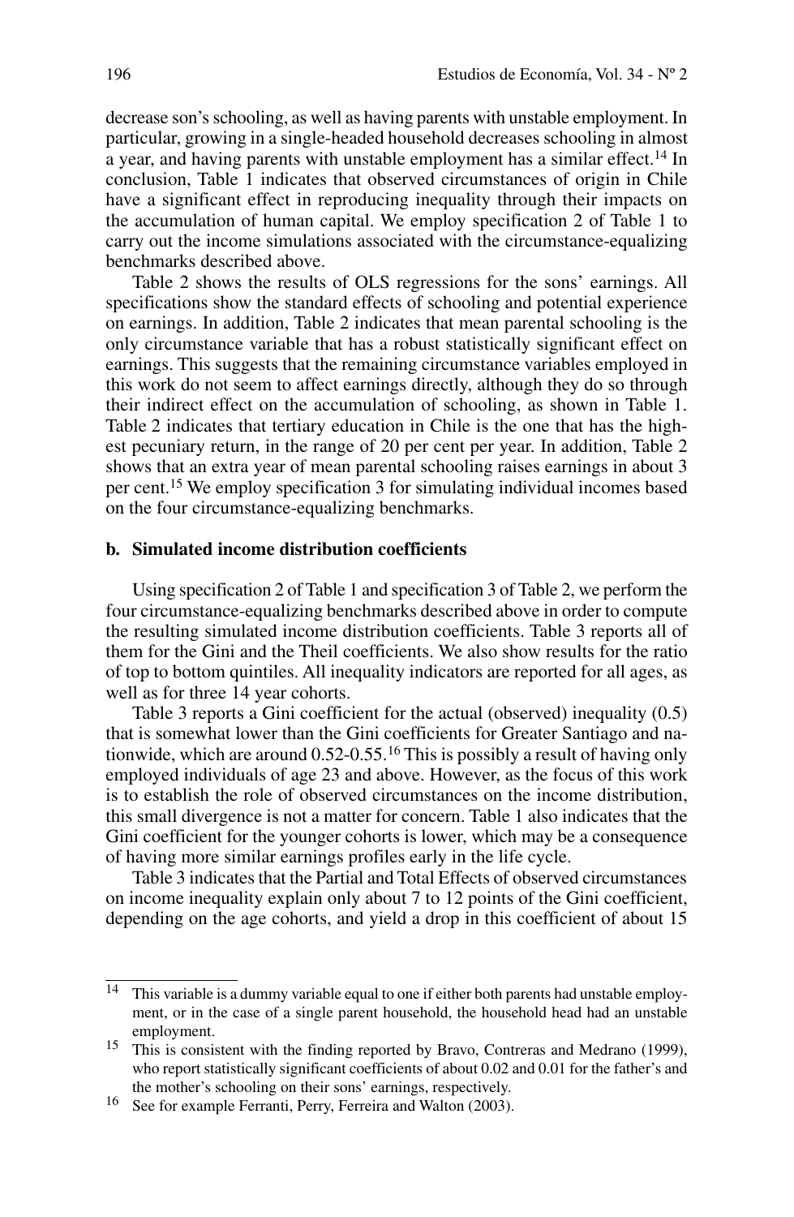decrease son's schooling, as well as having parents with unstable employment. In particular, growing in a single-headed household decreases schooling in almost a year, and having parents with unstable employment has a similar effect.[14] In conclusion, Table 1 indicates that observed circumstances of origin in Chile have a significant effect in reproducing inequality through their impacts on the accumulation of human capital. We employ specification 2 of Table 1 to carry out the income simulations associated with the circumstance-equalizing benchmarks described above.

Table 2 shows the results of OLS regressions for the sons' earnings. All specifications show the standard effects of schooling and potential experience on earnings. In addition, Table 2 indicates that mean parental schooling is the only circumstance variable that has a robust statistically significant effect on earnings. This suggests that the remaining circumstance variables employed in this work do not seem to affect earnings directly, although they do so through their indirect effect on the accumulation of schooling, as shown in Table 1. Table 2 indicates that tertiary education in Chile is the one that has the highest pecuniary return, in the range of 20 per cent per year. In addition, Table 2 shows that an extra year of mean parental schooling raises earnings in about 3 per cent.[15] We employ specification 3 for simulating individual incomes based on the four circumstance-equalizing benchmarks.

**b. Simulated income distribution coefficients**

Using specification 2 of Table 1 and specification 3 of Table 2, we perform the four circumstance-equalizing benchmarks described above in order to compute the resulting simulated income distribution coefficients. Table 3 reports all of them for the Gini and the Theil coefficients. We also show results for the ratio of top to bottom quintiles. All inequality indicators are reported for all ages, as well as for three 14 year cohorts.

Table 3 reports a Gini coefficient for the actual (observed) inequality (0.5) that is somewhat lower than the Gini coefficients for Greater Santiago and nationwide, which are around 0.52-0.55.[16] This is possibly a result of having only employed individuals of age 23 and above. However, as the focus of this work is to establish the role of observed circumstances on the income distribution, this small divergence is not a matter for concern. Table 1 also indicates that the Gini coefficient for the younger cohorts is lower, which may be a consequence of having more similar earnings profiles early in the life cycle.

Table 3 indicates that the Partial and Total Effects of observed circumstances on income inequality explain only about 7 to 12 points of the Gini coefficient, depending on the age cohorts, and yield a drop in this coefficient of about 15

---

[14] This variable is a dummy variable equal to one if either both parents had unstable employment, or in the case of a single parent household, the household head had an unstable employment.

[15] This is consistent with the finding reported by Bravo, Contreras and Medrano (1999), who report statistically significant coefficients of about 0.02 and 0.01 for the father's and the mother's schooling on their sons' earnings, respectively.

[16] See for example Ferranti, Perry, Ferreira and Walton (2003).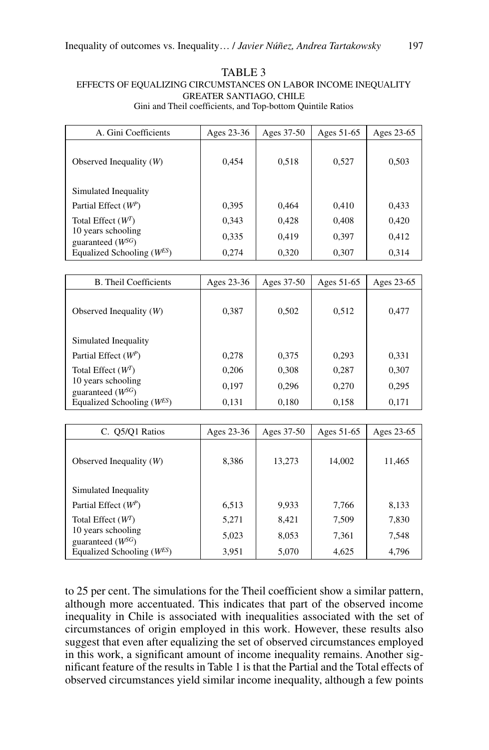TABLE 3
EFFECTS OF EQUALIZING CIRCUMSTANCES ON LABOR INCOME INEQUALITY
GREATER SANTIAGO, CHILE
Gini and Theil coefficients, and Top-bottom Quintile Ratios

| A. Gini Coefficients | Ages 23-36 | Ages 37-50 | Ages 51-65 | Ages 23-65 |
|---|---|---|---|---|
| Observed Inequality ($W$) | 0,454 | 0,518 | 0,527 | 0,503 |
| Simulated Inequality | | | | |
| Partial Effect ($W^P$) | 0,395 | 0,464 | 0,410 | 0,433 |
| Total Effect ($W^T$) | 0,343 | 0,428 | 0,408 | 0,420 |
| 10 years schooling guaranteed ($W^{SG}$) | 0,335 | 0,419 | 0,397 | 0,412 |
| Equalized Schooling ($W^{ES}$) | 0,274 | 0,320 | 0,307 | 0,314 |

| B. Theil Coefficients | Ages 23-36 | Ages 37-50 | Ages 51-65 | Ages 23-65 |
|---|---|---|---|---|
| Observed Inequality ($W$) | 0,387 | 0,502 | 0,512 | 0,477 |
| Simulated Inequality | | | | |
| Partial Effect ($W^P$) | 0,278 | 0,375 | 0,293 | 0,331 |
| Total Effect ($W^T$) | 0,206 | 0,308 | 0,287 | 0,307 |
| 10 years schooling guaranteed ($W^{SG}$) | 0,197 | 0,296 | 0,270 | 0,295 |
| Equalized Schooling ($W^{ES}$) | 0,131 | 0,180 | 0,158 | 0,171 |

| C. Q5/Q1 Ratios | Ages 23-36 | Ages 37-50 | Ages 51-65 | Ages 23-65 |
|---|---|---|---|---|
| Observed Inequality ($W$) | 8,386 | 13,273 | 14,002 | 11,465 |
| Simulated Inequality | | | | |
| Partial Effect ($W^P$) | 6,513 | 9,933 | 7,766 | 8,133 |
| Total Effect ($W^T$) | 5,271 | 8,421 | 7,509 | 7,830 |
| 10 years schooling guaranteed ($W^{SG}$) | 5,023 | 8,053 | 7,361 | 7,548 |
| Equalized Schooling ($W^{ES}$) | 3,951 | 5,070 | 4,625 | 4,796 |

to 25 per cent. The simulations for the Theil coefficient show a similar pattern, although more accentuated. This indicates that part of the observed income inequality in Chile is associated with inequalities associated with the set of circumstances of origin employed in this work. However, these results also suggest that even after equalizing the set of observed circumstances employed in this work, a significant amount of income inequality remains. Another significant feature of the results in Table 1 is that the Partial and the Total effects of observed circumstances yield similar income inequality, although a few points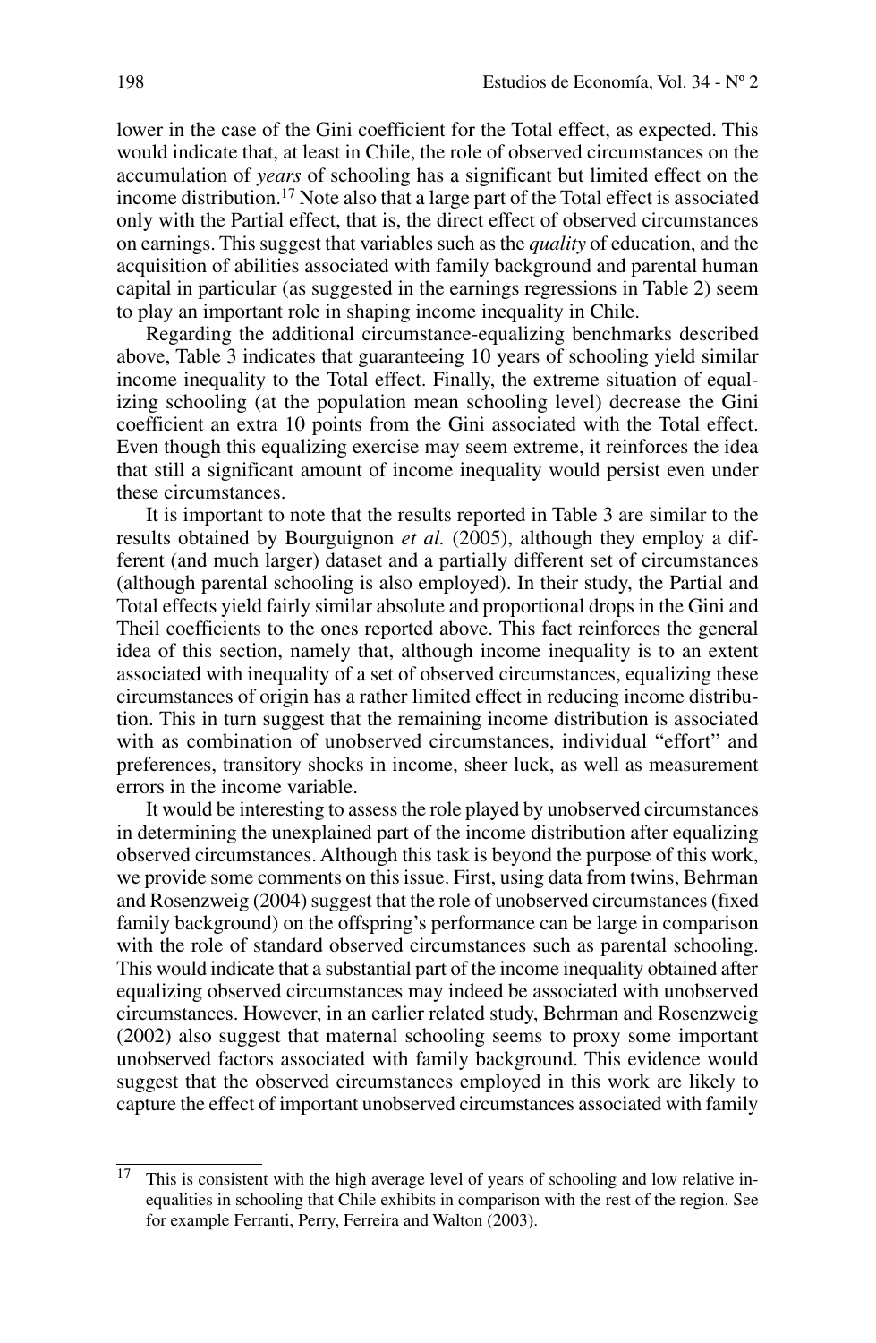lower in the case of the Gini coefficient for the Total effect, as expected. This would indicate that, at least in Chile, the role of observed circumstances on the accumulation of *years* of schooling has a significant but limited effect on the income distribution.[17] Note also that a large part of the Total effect is associated only with the Partial effect, that is, the direct effect of observed circumstances on earnings. This suggest that variables such as the *quality* of education, and the acquisition of abilities associated with family background and parental human capital in particular (as suggested in the earnings regressions in Table 2) seem to play an important role in shaping income inequality in Chile.

Regarding the additional circumstance-equalizing benchmarks described above, Table 3 indicates that guaranteeing 10 years of schooling yield similar income inequality to the Total effect. Finally, the extreme situation of equalizing schooling (at the population mean schooling level) decrease the Gini coefficient an extra 10 points from the Gini associated with the Total effect. Even though this equalizing exercise may seem extreme, it reinforces the idea that still a significant amount of income inequality would persist even under these circumstances.

It is important to note that the results reported in Table 3 are similar to the results obtained by Bourguignon *et al.* (2005), although they employ a different (and much larger) dataset and a partially different set of circumstances (although parental schooling is also employed). In their study, the Partial and Total effects yield fairly similar absolute and proportional drops in the Gini and Theil coefficients to the ones reported above. This fact reinforces the general idea of this section, namely that, although income inequality is to an extent associated with inequality of a set of observed circumstances, equalizing these circumstances of origin has a rather limited effect in reducing income distribution. This in turn suggest that the remaining income distribution is associated with as combination of unobserved circumstances, individual "effort" and preferences, transitory shocks in income, sheer luck, as well as measurement errors in the income variable.

It would be interesting to assess the role played by unobserved circumstances in determining the unexplained part of the income distribution after equalizing observed circumstances. Although this task is beyond the purpose of this work, we provide some comments on this issue. First, using data from twins, Behrman and Rosenzweig (2004) suggest that the role of unobserved circumstances (fixed family background) on the offspring's performance can be large in comparison with the role of standard observed circumstances such as parental schooling. This would indicate that a substantial part of the income inequality obtained after equalizing observed circumstances may indeed be associated with unobserved circumstances. However, in an earlier related study, Behrman and Rosenzweig (2002) also suggest that maternal schooling seems to proxy some important unobserved factors associated with family background. This evidence would suggest that the observed circumstances employed in this work are likely to capture the effect of important unobserved circumstances associated with family

[17] This is consistent with the high average level of years of schooling and low relative inequalities in schooling that Chile exhibits in comparison with the rest of the region. See for example Ferranti, Perry, Ferreira and Walton (2003).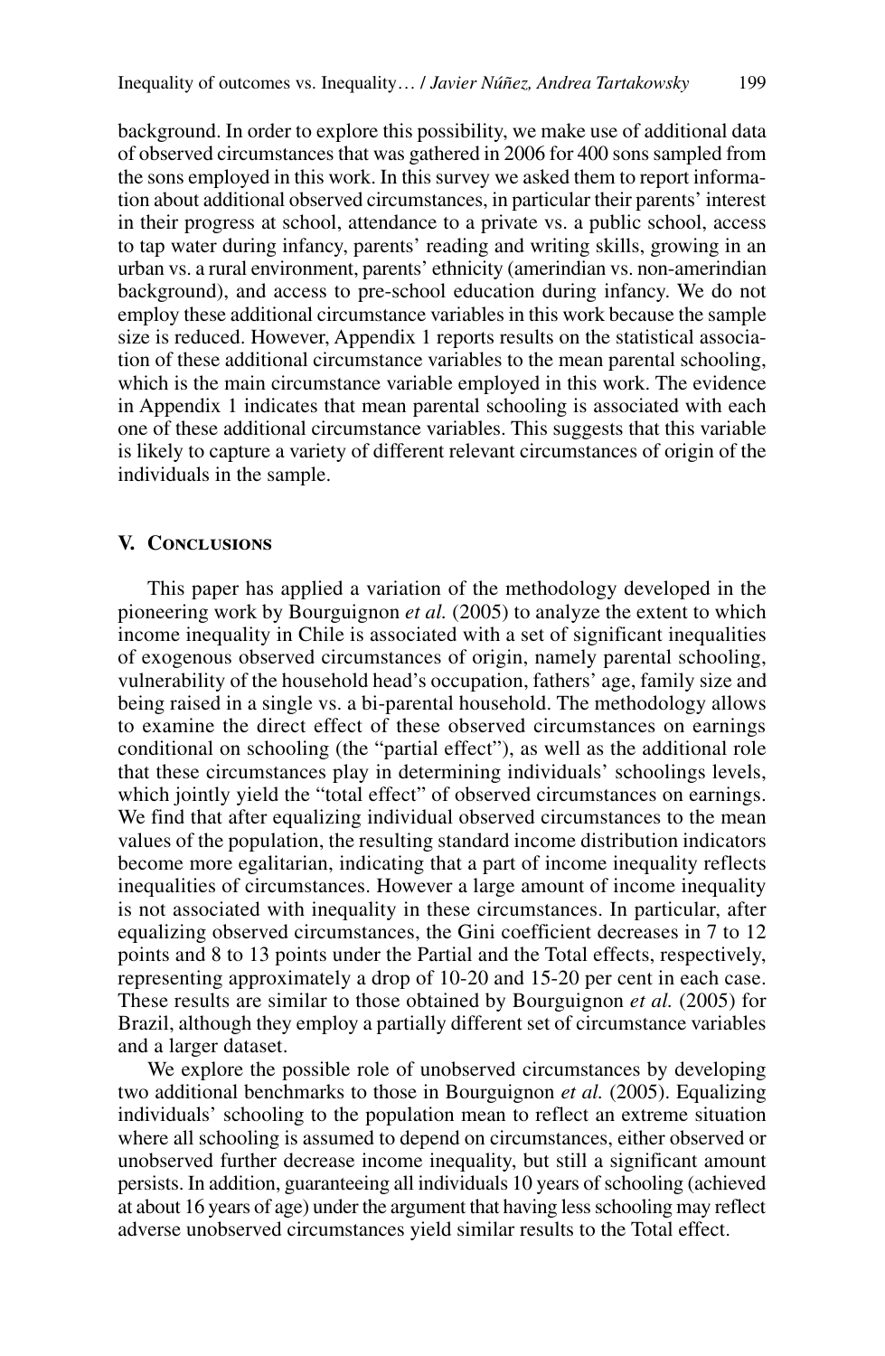background. In order to explore this possibility, we make use of additional data of observed circumstances that was gathered in 2006 for 400 sons sampled from the sons employed in this work. In this survey we asked them to report information about additional observed circumstances, in particular their parents' interest in their progress at school, attendance to a private vs. a public school, access to tap water during infancy, parents' reading and writing skills, growing in an urban vs. a rural environment, parents' ethnicity (amerindian vs. non-amerindian background), and access to pre-school education during infancy. We do not employ these additional circumstance variables in this work because the sample size is reduced. However, Appendix 1 reports results on the statistical association of these additional circumstance variables to the mean parental schooling, which is the main circumstance variable employed in this work. The evidence in Appendix 1 indicates that mean parental schooling is associated with each one of these additional circumstance variables. This suggests that this variable is likely to capture a variety of different relevant circumstances of origin of the individuals in the sample.

## V. Conclusions

This paper has applied a variation of the methodology developed in the pioneering work by Bourguignon *et al.* (2005) to analyze the extent to which income inequality in Chile is associated with a set of significant inequalities of exogenous observed circumstances of origin, namely parental schooling, vulnerability of the household head's occupation, fathers' age, family size and being raised in a single vs. a bi-parental household. The methodology allows to examine the direct effect of these observed circumstances on earnings conditional on schooling (the "partial effect"), as well as the additional role that these circumstances play in determining individuals' schoolings levels, which jointly yield the "total effect" of observed circumstances on earnings. We find that after equalizing individual observed circumstances to the mean values of the population, the resulting standard income distribution indicators become more egalitarian, indicating that a part of income inequality reflects inequalities of circumstances. However a large amount of income inequality is not associated with inequality in these circumstances. In particular, after equalizing observed circumstances, the Gini coefficient decreases in 7 to 12 points and 8 to 13 points under the Partial and the Total effects, respectively, representing approximately a drop of 10-20 and 15-20 per cent in each case. These results are similar to those obtained by Bourguignon *et al.* (2005) for Brazil, although they employ a partially different set of circumstance variables and a larger dataset.

We explore the possible role of unobserved circumstances by developing two additional benchmarks to those in Bourguignon *et al.* (2005). Equalizing individuals' schooling to the population mean to reflect an extreme situation where all schooling is assumed to depend on circumstances, either observed or unobserved further decrease income inequality, but still a significant amount persists. In addition, guaranteeing all individuals 10 years of schooling (achieved at about 16 years of age) under the argument that having less schooling may reflect adverse unobserved circumstances yield similar results to the Total effect.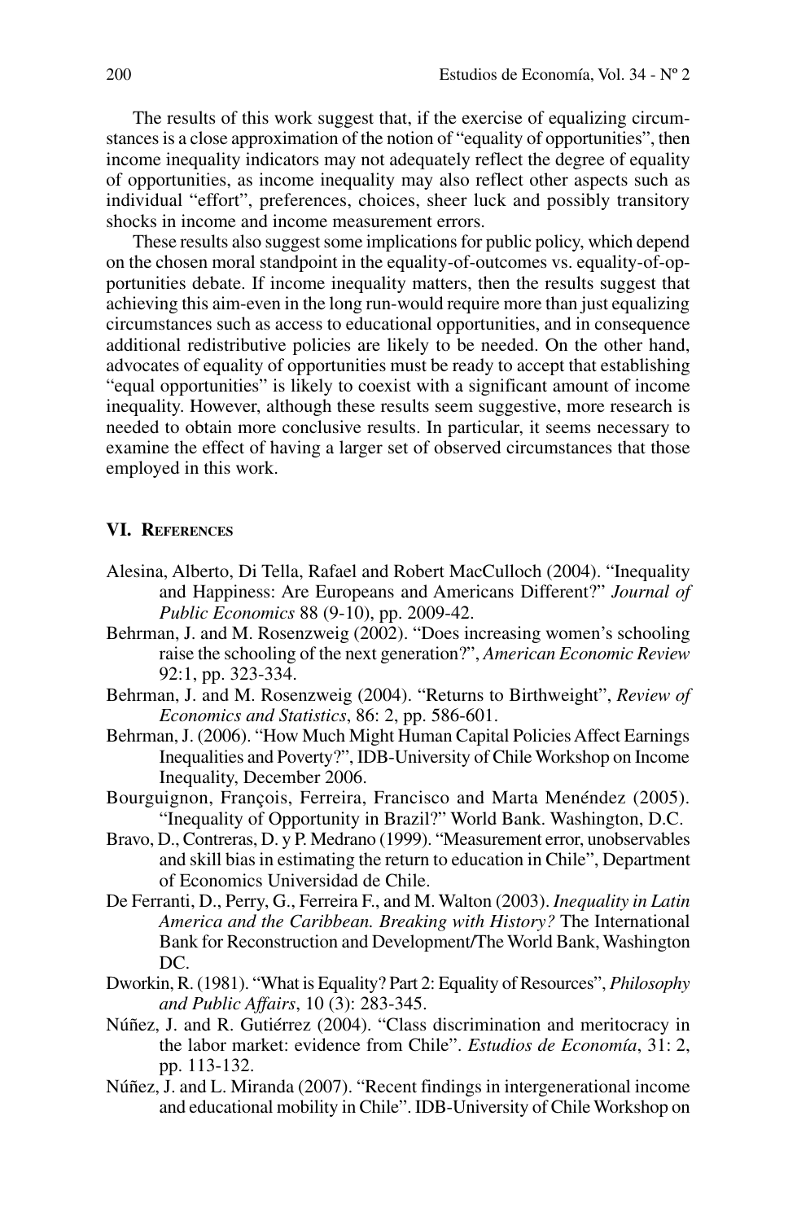The results of this work suggest that, if the exercise of equalizing circumstances is a close approximation of the notion of "equality of opportunities", then income inequality indicators may not adequately reflect the degree of equality of opportunities, as income inequality may also reflect other aspects such as individual "effort", preferences, choices, sheer luck and possibly transitory shocks in income and income measurement errors.

These results also suggest some implications for public policy, which depend on the chosen moral standpoint in the equality-of-outcomes vs. equality-of-opportunities debate. If income inequality matters, then the results suggest that achieving this aim-even in the long run-would require more than just equalizing circumstances such as access to educational opportunities, and in consequence additional redistributive policies are likely to be needed. On the other hand, advocates of equality of opportunities must be ready to accept that establishing "equal opportunities" is likely to coexist with a significant amount of income inequality. However, although these results seem suggestive, more research is needed to obtain more conclusive results. In particular, it seems necessary to examine the effect of having a larger set of observed circumstances that those employed in this work.

## VI. References

Alesina, Alberto, Di Tella, Rafael and Robert MacCulloch (2004). "Inequality and Happiness: Are Europeans and Americans Different?" *Journal of Public Economics* 88 (9-10), pp. 2009-42.

Behrman, J. and M. Rosenzweig (2002). "Does increasing women's schooling raise the schooling of the next generation?", *American Economic Review* 92:1, pp. 323-334.

Behrman, J. and M. Rosenzweig (2004). "Returns to Birthweight", *Review of Economics and Statistics*, 86: 2, pp. 586-601.

Behrman, J. (2006). "How Much Might Human Capital Policies Affect Earnings Inequalities and Poverty?", IDB-University of Chile Workshop on Income Inequality, December 2006.

Bourguignon, François, Ferreira, Francisco and Marta Menéndez (2005). "Inequality of Opportunity in Brazil?" World Bank. Washington, D.C.

Bravo, D., Contreras, D. y P. Medrano (1999). "Measurement error, unobservables and skill bias in estimating the return to education in Chile", Department of Economics Universidad de Chile.

De Ferranti, D., Perry, G., Ferreira F., and M. Walton (2003). *Inequality in Latin America and the Caribbean. Breaking with History?* The International Bank for Reconstruction and Development/The World Bank, Washington DC.

Dworkin, R. (1981). "What is Equality? Part 2: Equality of Resources", *Philosophy and Public Affairs*, 10 (3): 283-345.

Núñez, J. and R. Gutiérrez (2004). "Class discrimination and meritocracy in the labor market: evidence from Chile". *Estudios de Economía*, 31: 2, pp. 113-132.

Núñez, J. and L. Miranda (2007). "Recent findings in intergenerational income and educational mobility in Chile". IDB-University of Chile Workshop on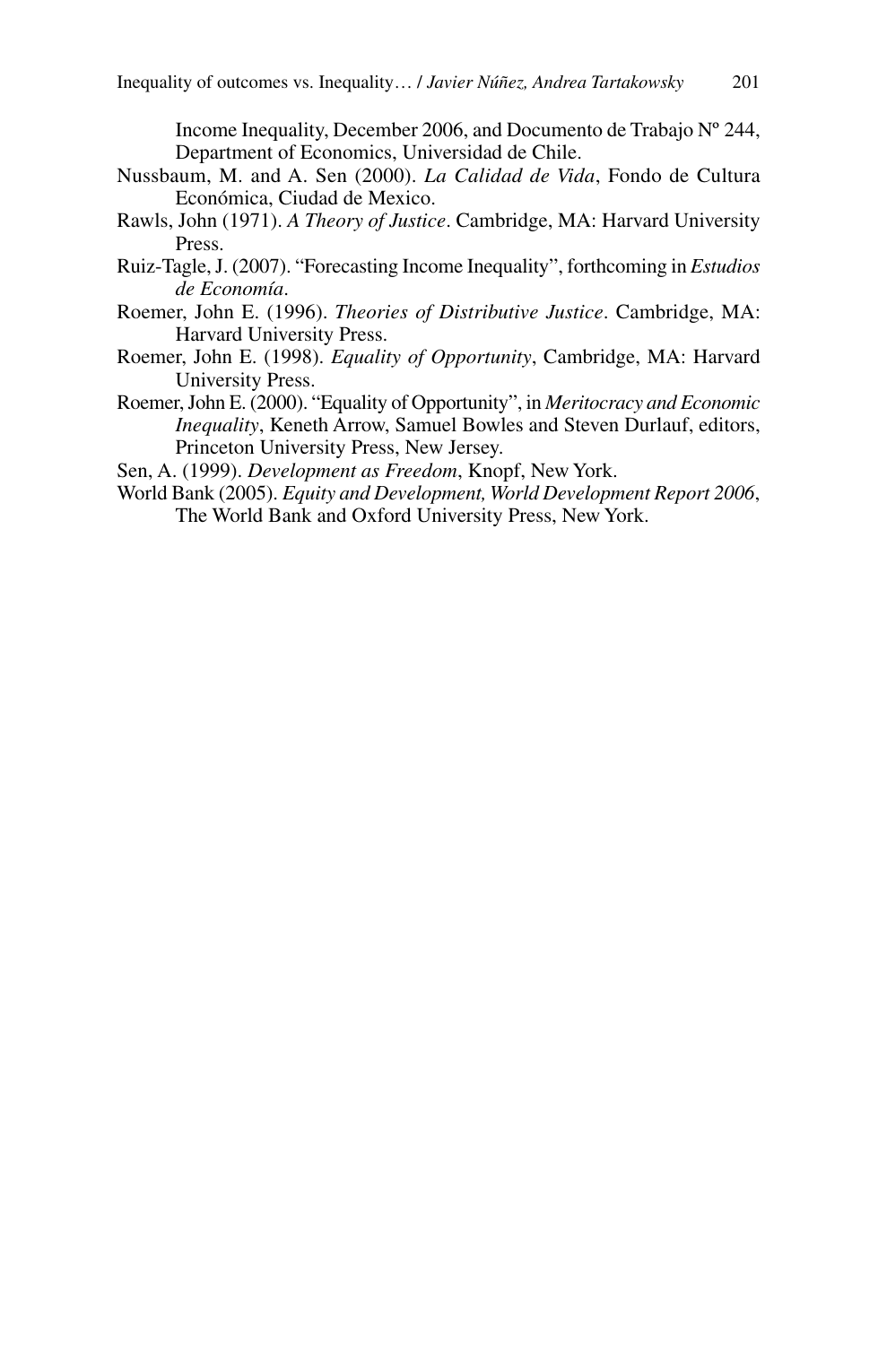Income Inequality, December 2006, and Documento de Trabajo Nº 244, Department of Economics, Universidad de Chile.

Nussbaum, M. and A. Sen (2000). *La Calidad de Vida*, Fondo de Cultura Económica, Ciudad de Mexico.

Rawls, John (1971). *A Theory of Justice*. Cambridge, MA: Harvard University Press.

Ruiz-Tagle, J. (2007). "Forecasting Income Inequality", forthcoming in *Estudios de Economía*.

Roemer, John E. (1996). *Theories of Distributive Justice*. Cambridge, MA: Harvard University Press.

Roemer, John E. (1998). *Equality of Opportunity*, Cambridge, MA: Harvard University Press.

Roemer, John E. (2000). "Equality of Opportunity", in *Meritocracy and Economic Inequality*, Keneth Arrow, Samuel Bowles and Steven Durlauf, editors, Princeton University Press, New Jersey.

Sen, A. (1999). *Development as Freedom*, Knopf, New York.

World Bank (2005). *Equity and Development, World Development Report 2006*, The World Bank and Oxford University Press, New York.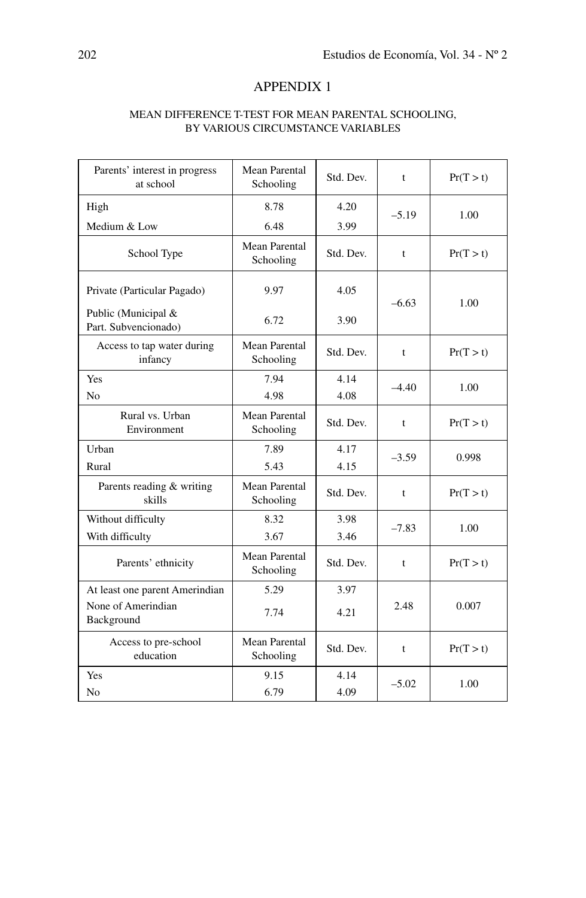# APPENDIX 1

MEAN DIFFERENCE T-TEST FOR MEAN PARENTAL SCHOOLING, BY VARIOUS CIRCUMSTANCE VARIABLES

| Parents' interest in progress at school | Mean Parental Schooling | Std. Dev. | t | Pr(T > t) |
|---|---|---|---|---|
| High | 8.78 | 4.20 | –5.19 | 1.00 |
| Medium & Low | 6.48 | 3.99 | | |
| **School Type** | **Mean Parental Schooling** | **Std. Dev.** | **t** | **Pr(T > t)** |
| Private (Particular Pagado) | 9.97 | 4.05 | –6.63 | 1.00 |
| Public (Municipal & Part. Subvencionado) | 6.72 | 3.90 | | |
| **Access to tap water during infancy** | **Mean Parental Schooling** | **Std. Dev.** | **t** | **Pr(T > t)** |
| Yes | 7.94 | 4.14 | –4.40 | 1.00 |
| No | 4.98 | 4.08 | | |
| **Rural vs. Urban Environment** | **Mean Parental Schooling** | **Std. Dev.** | **t** | **Pr(T > t)** |
| Urban | 7.89 | 4.17 | –3.59 | 0.998 |
| Rural | 5.43 | 4.15 | | |
| **Parents reading & writing skills** | **Mean Parental Schooling** | **Std. Dev.** | **t** | **Pr(T > t)** |
| Without difficulty | 8.32 | 3.98 | –7.83 | 1.00 |
| With difficulty | 3.67 | 3.46 | | |
| **Parents' ethnicity** | **Mean Parental Schooling** | **Std. Dev.** | **t** | **Pr(T > t)** |
| At least one parent Amerindian | 5.29 | 3.97 | 2.48 | 0.007 |
| None of Amerindian Background | 7.74 | 4.21 | | |
| **Access to pre-school education** | **Mean Parental Schooling** | **Std. Dev.** | **t** | **Pr(T > t)** |
| Yes | 9.15 | 4.14 | –5.02 | 1.00 |
| No | 6.79 | 4.09 | | |